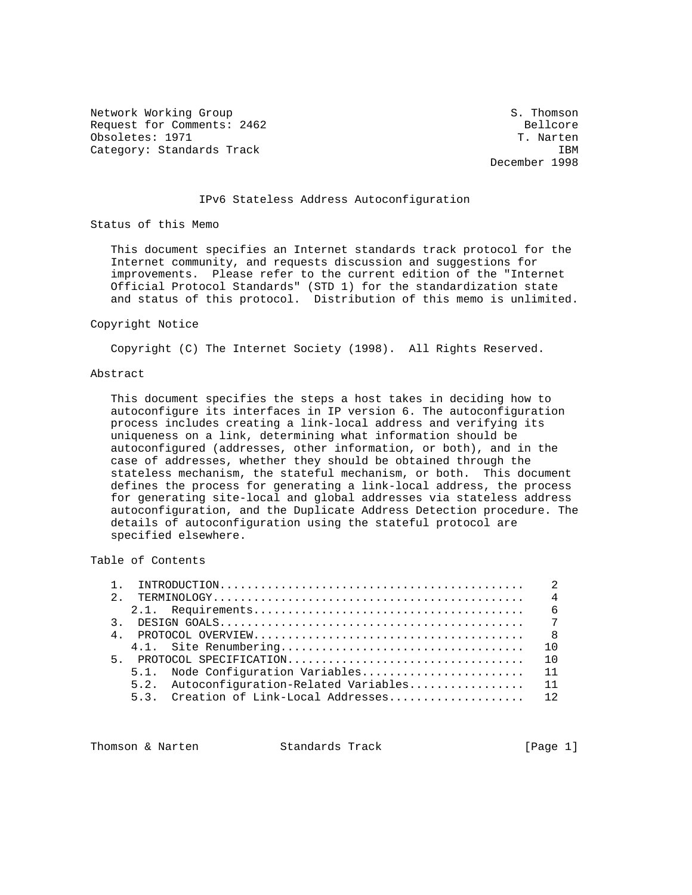Network Working Group S. Thomson
Request for Comments: 2462 Bellcore
Obsoletes: 1971 T. Narten
Category: Standards Track IBM
December 1998

# IPv6 Stateless Address Autoconfiguration

## Status of this Memo

This document specifies an Internet standards track protocol for the Internet community, and requests discussion and suggestions for improvements. Please refer to the current edition of the "Internet Official Protocol Standards" (STD 1) for the standardization state and status of this protocol. Distribution of this memo is unlimited.

## Copyright Notice

Copyright (C) The Internet Society (1998). All Rights Reserved.

## Abstract

This document specifies the steps a host takes in deciding how to autoconfigure its interfaces in IP version 6. The autoconfiguration process includes creating a link-local address and verifying its uniqueness on a link, determining what information should be autoconfigured (addresses, other information, or both), and in the case of addresses, whether they should be obtained through the stateless mechanism, the stateful mechanism, or both. This document defines the process for generating a link-local address, the process for generating site-local and global addresses via stateless address autoconfiguration, and the Duplicate Address Detection procedure. The details of autoconfiguration using the stateful protocol are specified elsewhere.

## Table of Contents

```
1.  INTRODUCTION............................................   2
2.  TERMINOLOGY.............................................   4
   2.1.  Requirements.......................................   6
3.  DESIGN GOALS............................................   7
4.  PROTOCOL OVERVIEW.......................................   8
   4.1.  Site Renumbering...................................  10
5.  PROTOCOL SPECIFICATION..................................  10
   5.1.  Node Configuration Variables.......................  11
   5.2.  Autoconfiguration-Related Variables................  11
   5.3.  Creation of Link-Local Addresses...................  12
```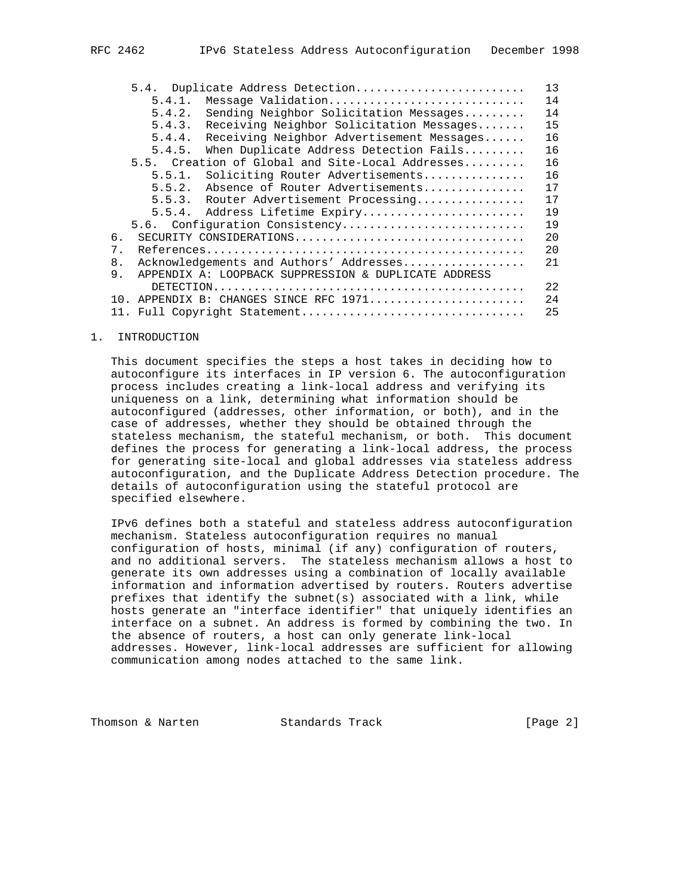- 5.4. Duplicate Address Detection........................ 13
  - 5.4.1. Message Validation............................ 14
  - 5.4.2. Sending Neighbor Solicitation Messages......... 14
  - 5.4.3. Receiving Neighbor Solicitation Messages....... 15
  - 5.4.4. Receiving Neighbor Advertisement Messages...... 16
  - 5.4.5. When Duplicate Address Detection Fails......... 16
- 5.5. Creation of Global and Site-Local Addresses......... 16
  - 5.5.1. Soliciting Router Advertisements............... 16
  - 5.5.2. Absence of Router Advertisements............... 17
  - 5.5.3. Router Advertisement Processing................ 17
  - 5.5.4. Address Lifetime Expiry........................ 19
- 5.6. Configuration Consistency........................... 19

6. SECURITY CONSIDERATIONS.................................. 20
7. References............................................... 20
8. Acknowledgements and Authors' Addresses.................. 21
9. APPENDIX A: LOOPBACK SUPPRESSION & DUPLICATE ADDRESS DETECTION.............................................. 22
10. APPENDIX B: CHANGES SINCE RFC 1971...................... 24
11. Full Copyright Statement................................ 25

# 1. INTRODUCTION

This document specifies the steps a host takes in deciding how to autoconfigure its interfaces in IP version 6. The autoconfiguration process includes creating a link-local address and verifying its uniqueness on a link, determining what information should be autoconfigured (addresses, other information, or both), and in the case of addresses, whether they should be obtained through the stateless mechanism, the stateful mechanism, or both. This document defines the process for generating a link-local address, the process for generating site-local and global addresses via stateless address autoconfiguration, and the Duplicate Address Detection procedure. The details of autoconfiguration using the stateful protocol are specified elsewhere.

IPv6 defines both a stateful and stateless address autoconfiguration mechanism. Stateless autoconfiguration requires no manual configuration of hosts, minimal (if any) configuration of routers, and no additional servers. The stateless mechanism allows a host to generate its own addresses using a combination of locally available information and information advertised by routers. Routers advertise prefixes that identify the subnet(s) associated with a link, while hosts generate an "interface identifier" that uniquely identifies an interface on a subnet. An address is formed by combining the two. In the absence of routers, a host can only generate link-local addresses. However, link-local addresses are sufficient for allowing communication among nodes attached to the same link.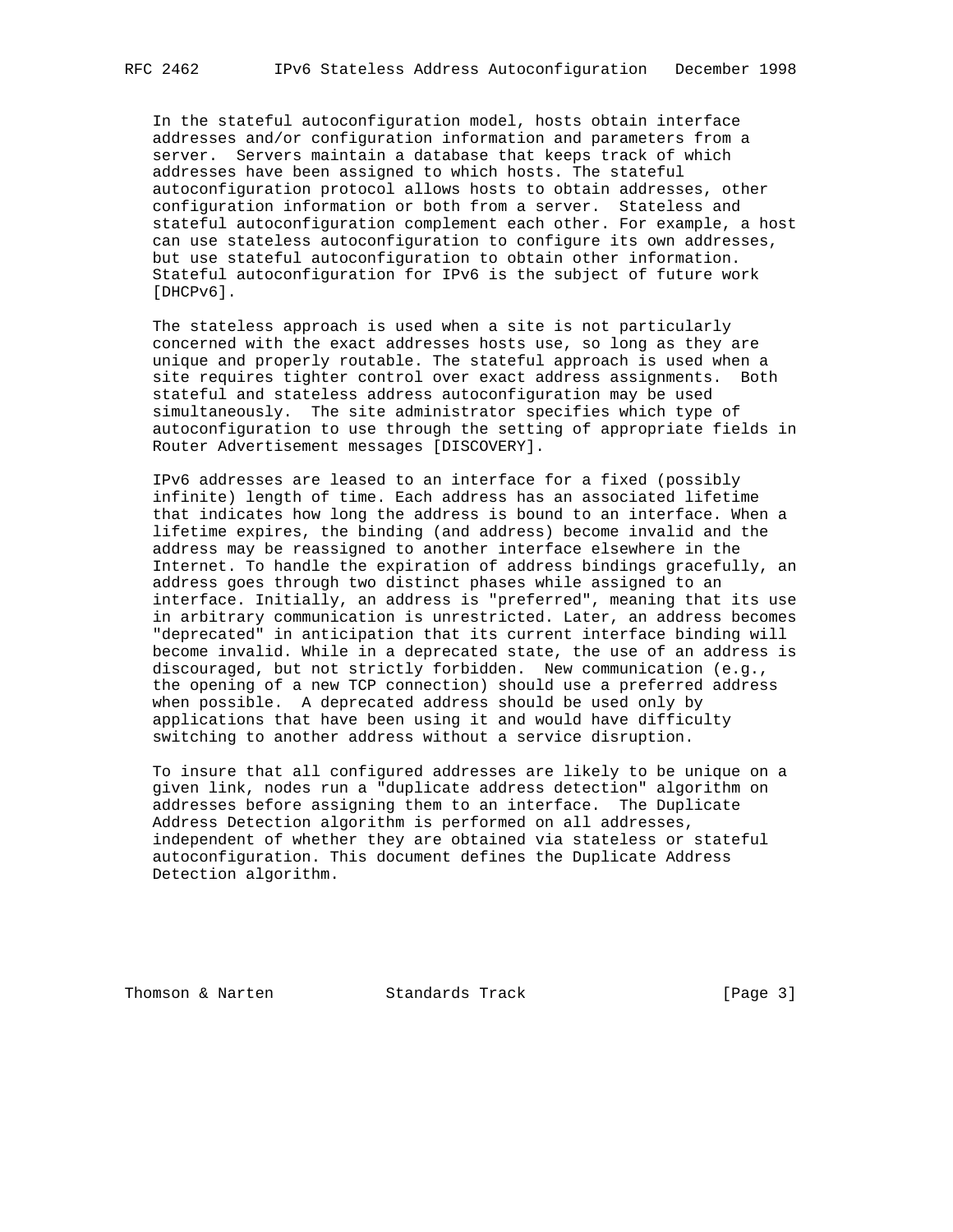In the stateful autoconfiguration model, hosts obtain interface addresses and/or configuration information and parameters from a server. Servers maintain a database that keeps track of which addresses have been assigned to which hosts. The stateful autoconfiguration protocol allows hosts to obtain addresses, other configuration information or both from a server. Stateless and stateful autoconfiguration complement each other. For example, a host can use stateless autoconfiguration to configure its own addresses, but use stateful autoconfiguration to obtain other information. Stateful autoconfiguration for IPv6 is the subject of future work [DHCPv6].

The stateless approach is used when a site is not particularly concerned with the exact addresses hosts use, so long as they are unique and properly routable. The stateful approach is used when a site requires tighter control over exact address assignments. Both stateful and stateless address autoconfiguration may be used simultaneously. The site administrator specifies which type of autoconfiguration to use through the setting of appropriate fields in Router Advertisement messages [DISCOVERY].

IPv6 addresses are leased to an interface for a fixed (possibly infinite) length of time. Each address has an associated lifetime that indicates how long the address is bound to an interface. When a lifetime expires, the binding (and address) become invalid and the address may be reassigned to another interface elsewhere in the Internet. To handle the expiration of address bindings gracefully, an address goes through two distinct phases while assigned to an interface. Initially, an address is "preferred", meaning that its use in arbitrary communication is unrestricted. Later, an address becomes "deprecated" in anticipation that its current interface binding will become invalid. While in a deprecated state, the use of an address is discouraged, but not strictly forbidden. New communication (e.g., the opening of a new TCP connection) should use a preferred address when possible. A deprecated address should be used only by applications that have been using it and would have difficulty switching to another address without a service disruption.

To insure that all configured addresses are likely to be unique on a given link, nodes run a "duplicate address detection" algorithm on addresses before assigning them to an interface. The Duplicate Address Detection algorithm is performed on all addresses, independent of whether they are obtained via stateless or stateful autoconfiguration. This document defines the Duplicate Address Detection algorithm.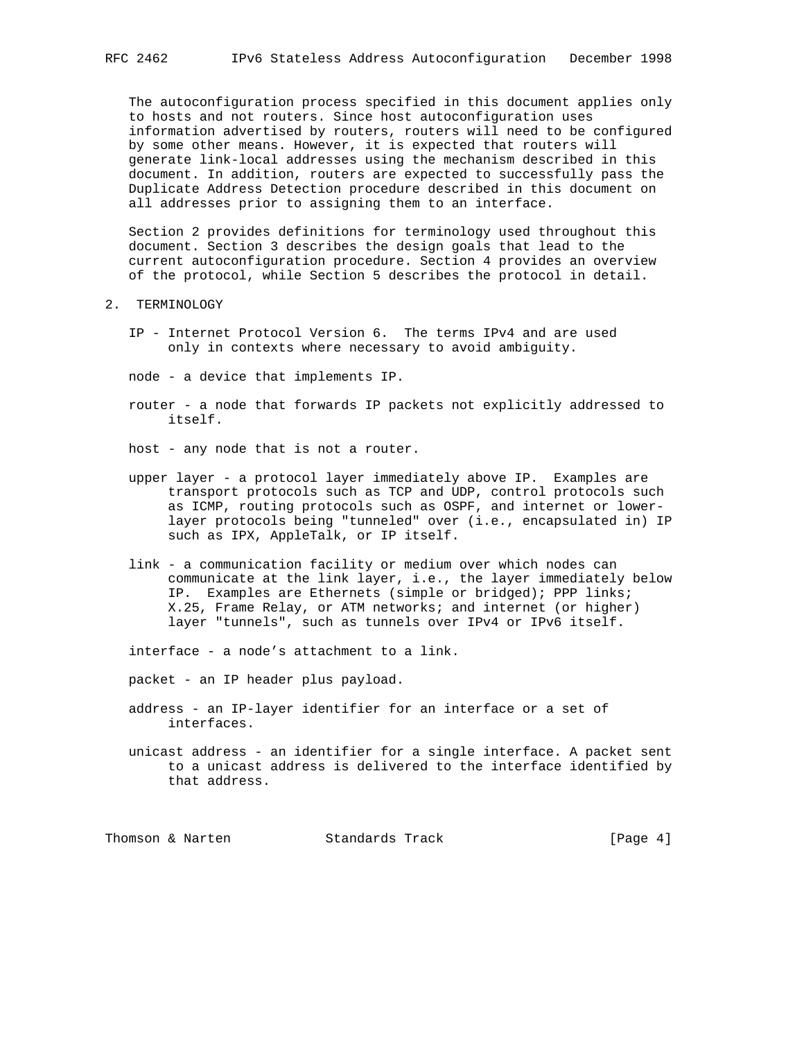The autoconfiguration process specified in this document applies only to hosts and not routers. Since host autoconfiguration uses information advertised by routers, routers will need to be configured by some other means. However, it is expected that routers will generate link-local addresses using the mechanism described in this document. In addition, routers are expected to successfully pass the Duplicate Address Detection procedure described in this document on all addresses prior to assigning them to an interface.

Section 2 provides definitions for terminology used throughout this document. Section 3 describes the design goals that lead to the current autoconfiguration procedure. Section 4 provides an overview of the protocol, while Section 5 describes the protocol in detail.

## 2. TERMINOLOGY

IP - Internet Protocol Version 6. The terms IPv4 and are used only in contexts where necessary to avoid ambiguity.

node - a device that implements IP.

router - a node that forwards IP packets not explicitly addressed to itself.

host - any node that is not a router.

upper layer - a protocol layer immediately above IP. Examples are transport protocols such as TCP and UDP, control protocols such as ICMP, routing protocols such as OSPF, and internet or lower-layer protocols being "tunneled" over (i.e., encapsulated in) IP such as IPX, AppleTalk, or IP itself.

link - a communication facility or medium over which nodes can communicate at the link layer, i.e., the layer immediately below IP. Examples are Ethernets (simple or bridged); PPP links; X.25, Frame Relay, or ATM networks; and internet (or higher) layer "tunnels", such as tunnels over IPv4 or IPv6 itself.

interface - a node's attachment to a link.

packet - an IP header plus payload.

address - an IP-layer identifier for an interface or a set of interfaces.

unicast address - an identifier for a single interface. A packet sent to a unicast address is delivered to the interface identified by that address.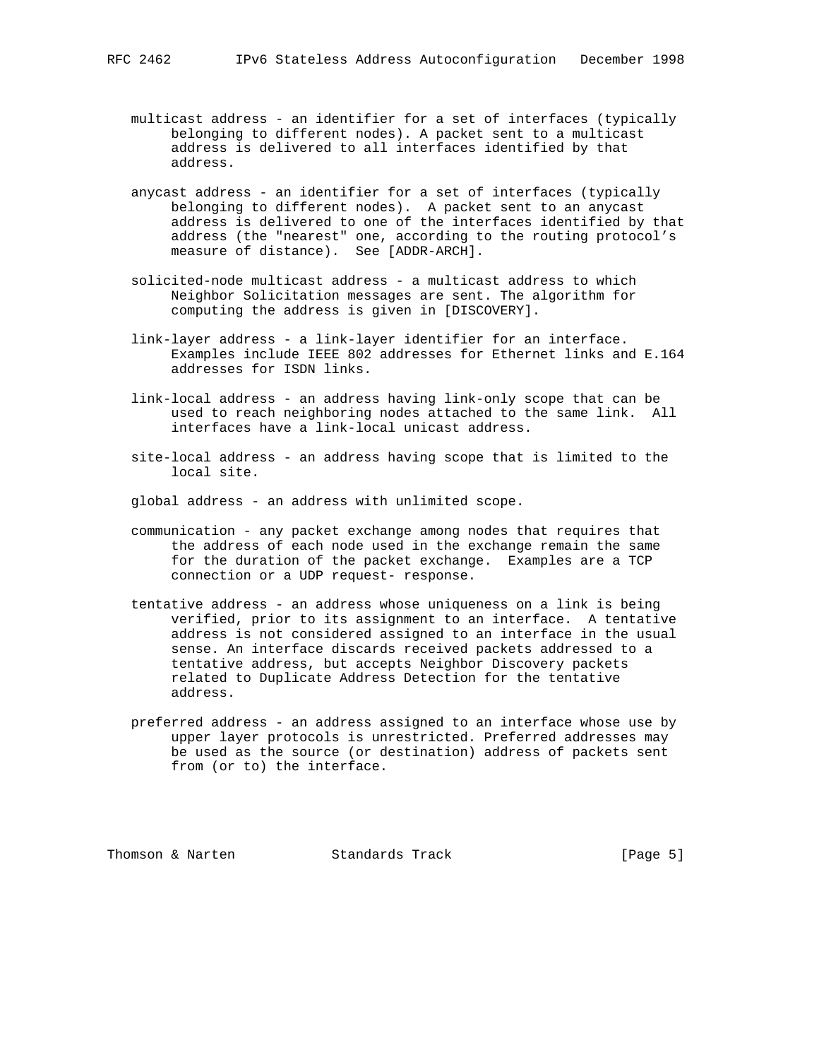multicast address - an identifier for a set of interfaces (typically belonging to different nodes). A packet sent to a multicast address is delivered to all interfaces identified by that address.

anycast address - an identifier for a set of interfaces (typically belonging to different nodes). A packet sent to an anycast address is delivered to one of the interfaces identified by that address (the "nearest" one, according to the routing protocol's measure of distance). See [ADDR-ARCH].

solicited-node multicast address - a multicast address to which Neighbor Solicitation messages are sent. The algorithm for computing the address is given in [DISCOVERY].

link-layer address - a link-layer identifier for an interface. Examples include IEEE 802 addresses for Ethernet links and E.164 addresses for ISDN links.

link-local address - an address having link-only scope that can be used to reach neighboring nodes attached to the same link. All interfaces have a link-local unicast address.

site-local address - an address having scope that is limited to the local site.

global address - an address with unlimited scope.

communication - any packet exchange among nodes that requires that the address of each node used in the exchange remain the same for the duration of the packet exchange. Examples are a TCP connection or a UDP request- response.

tentative address - an address whose uniqueness on a link is being verified, prior to its assignment to an interface. A tentative address is not considered assigned to an interface in the usual sense. An interface discards received packets addressed to a tentative address, but accepts Neighbor Discovery packets related to Duplicate Address Detection for the tentative address.

preferred address - an address assigned to an interface whose use by upper layer protocols is unrestricted. Preferred addresses may be used as the source (or destination) address of packets sent from (or to) the interface.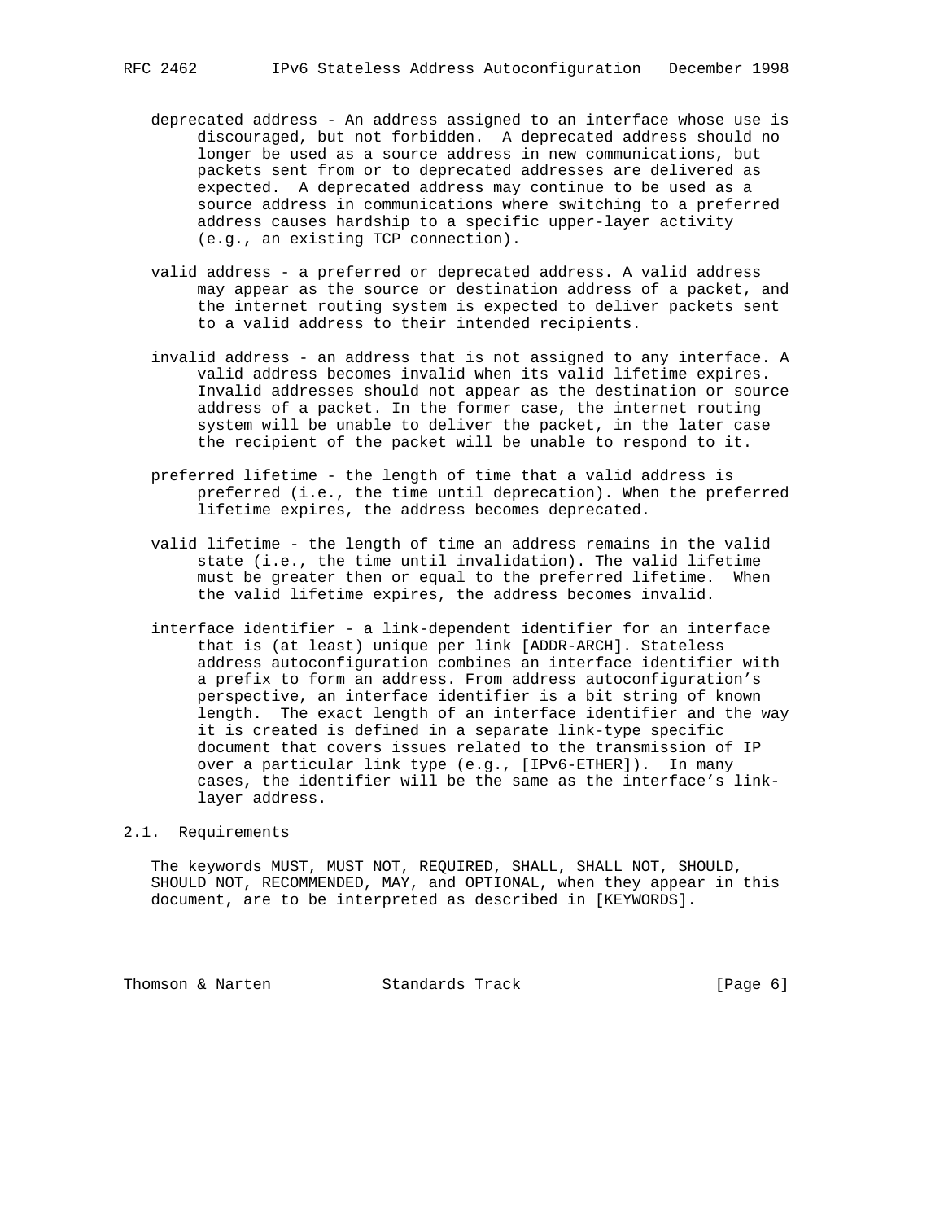deprecated address - An address assigned to an interface whose use is discouraged, but not forbidden. A deprecated address should no longer be used as a source address in new communications, but packets sent from or to deprecated addresses are delivered as expected. A deprecated address may continue to be used as a source address in communications where switching to a preferred address causes hardship to a specific upper-layer activity (e.g., an existing TCP connection).

valid address - a preferred or deprecated address. A valid address may appear as the source or destination address of a packet, and the internet routing system is expected to deliver packets sent to a valid address to their intended recipients.

invalid address - an address that is not assigned to any interface. A valid address becomes invalid when its valid lifetime expires. Invalid addresses should not appear as the destination or source address of a packet. In the former case, the internet routing system will be unable to deliver the packet, in the later case the recipient of the packet will be unable to respond to it.

preferred lifetime - the length of time that a valid address is preferred (i.e., the time until deprecation). When the preferred lifetime expires, the address becomes deprecated.

valid lifetime - the length of time an address remains in the valid state (i.e., the time until invalidation). The valid lifetime must be greater then or equal to the preferred lifetime. When the valid lifetime expires, the address becomes invalid.

interface identifier - a link-dependent identifier for an interface that is (at least) unique per link [ADDR-ARCH]. Stateless address autoconfiguration combines an interface identifier with a prefix to form an address. From address autoconfiguration's perspective, an interface identifier is a bit string of known length. The exact length of an interface identifier and the way it is created is defined in a separate link-type specific document that covers issues related to the transmission of IP over a particular link type (e.g., [IPv6-ETHER]). In many cases, the identifier will be the same as the interface's link-layer address.

## 2.1. Requirements

The keywords MUST, MUST NOT, REQUIRED, SHALL, SHALL NOT, SHOULD, SHOULD NOT, RECOMMENDED, MAY, and OPTIONAL, when they appear in this document, are to be interpreted as described in [KEYWORDS].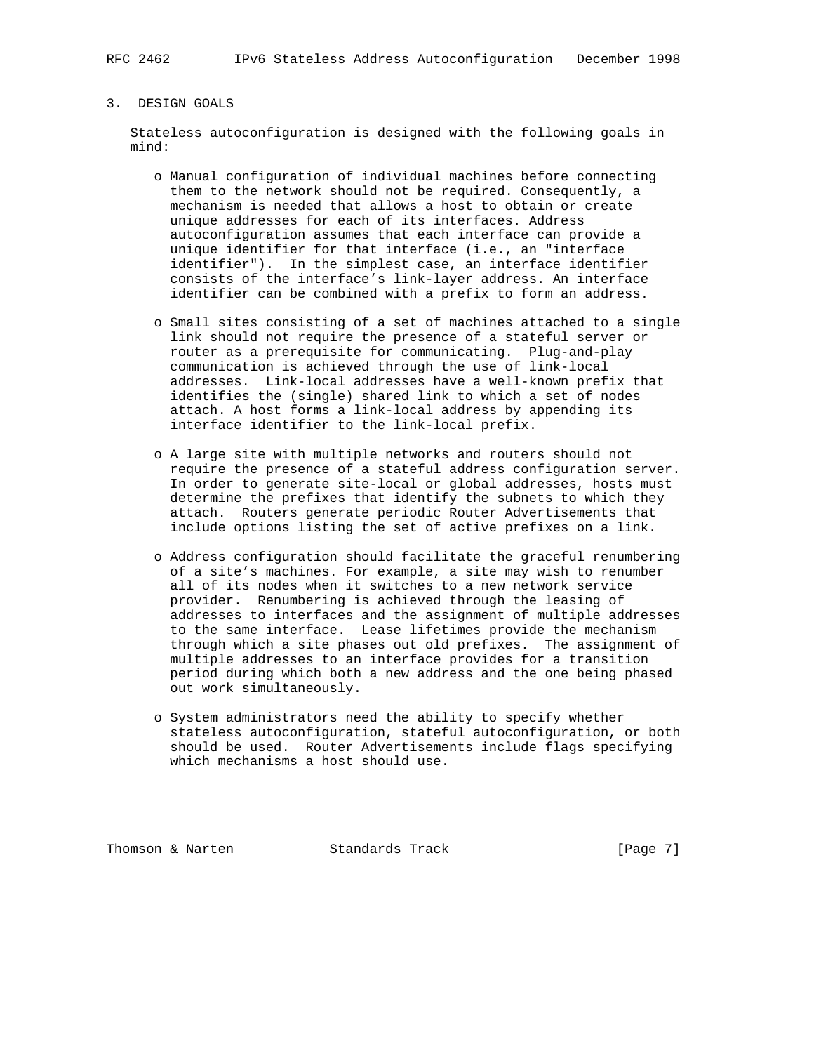## 3. DESIGN GOALS

Stateless autoconfiguration is designed with the following goals in mind:

- Manual configuration of individual machines before connecting them to the network should not be required. Consequently, a mechanism is needed that allows a host to obtain or create unique addresses for each of its interfaces. Address autoconfiguration assumes that each interface can provide a unique identifier for that interface (i.e., an "interface identifier"). In the simplest case, an interface identifier consists of the interface's link-layer address. An interface identifier can be combined with a prefix to form an address.

- Small sites consisting of a set of machines attached to a single link should not require the presence of a stateful server or router as a prerequisite for communicating. Plug-and-play communication is achieved through the use of link-local addresses. Link-local addresses have a well-known prefix that identifies the (single) shared link to which a set of nodes attach. A host forms a link-local address by appending its interface identifier to the link-local prefix.

- A large site with multiple networks and routers should not require the presence of a stateful address configuration server. In order to generate site-local or global addresses, hosts must determine the prefixes that identify the subnets to which they attach. Routers generate periodic Router Advertisements that include options listing the set of active prefixes on a link.

- Address configuration should facilitate the graceful renumbering of a site's machines. For example, a site may wish to renumber all of its nodes when it switches to a new network service provider. Renumbering is achieved through the leasing of addresses to interfaces and the assignment of multiple addresses to the same interface. Lease lifetimes provide the mechanism through which a site phases out old prefixes. The assignment of multiple addresses to an interface provides for a transition period during which both a new address and the one being phased out work simultaneously.

- System administrators need the ability to specify whether stateless autoconfiguration, stateful autoconfiguration, or both should be used. Router Advertisements include flags specifying which mechanisms a host should use.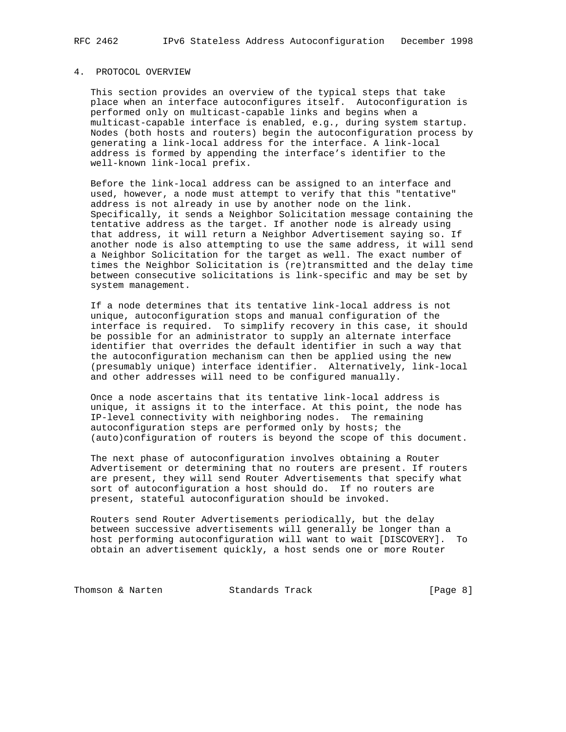## 4. PROTOCOL OVERVIEW

This section provides an overview of the typical steps that take place when an interface autoconfigures itself. Autoconfiguration is performed only on multicast-capable links and begins when a multicast-capable interface is enabled, e.g., during system startup. Nodes (both hosts and routers) begin the autoconfiguration process by generating a link-local address for the interface. A link-local address is formed by appending the interface's identifier to the well-known link-local prefix.

Before the link-local address can be assigned to an interface and used, however, a node must attempt to verify that this "tentative" address is not already in use by another node on the link. Specifically, it sends a Neighbor Solicitation message containing the tentative address as the target. If another node is already using that address, it will return a Neighbor Advertisement saying so. If another node is also attempting to use the same address, it will send a Neighbor Solicitation for the target as well. The exact number of times the Neighbor Solicitation is (re)transmitted and the delay time between consecutive solicitations is link-specific and may be set by system management.

If a node determines that its tentative link-local address is not unique, autoconfiguration stops and manual configuration of the interface is required. To simplify recovery in this case, it should be possible for an administrator to supply an alternate interface identifier that overrides the default identifier in such a way that the autoconfiguration mechanism can then be applied using the new (presumably unique) interface identifier. Alternatively, link-local and other addresses will need to be configured manually.

Once a node ascertains that its tentative link-local address is unique, it assigns it to the interface. At this point, the node has IP-level connectivity with neighboring nodes. The remaining autoconfiguration steps are performed only by hosts; the (auto)configuration of routers is beyond the scope of this document.

The next phase of autoconfiguration involves obtaining a Router Advertisement or determining that no routers are present. If routers are present, they will send Router Advertisements that specify what sort of autoconfiguration a host should do. If no routers are present, stateful autoconfiguration should be invoked.

Routers send Router Advertisements periodically, but the delay between successive advertisements will generally be longer than a host performing autoconfiguration will want to wait [DISCOVERY]. To obtain an advertisement quickly, a host sends one or more Router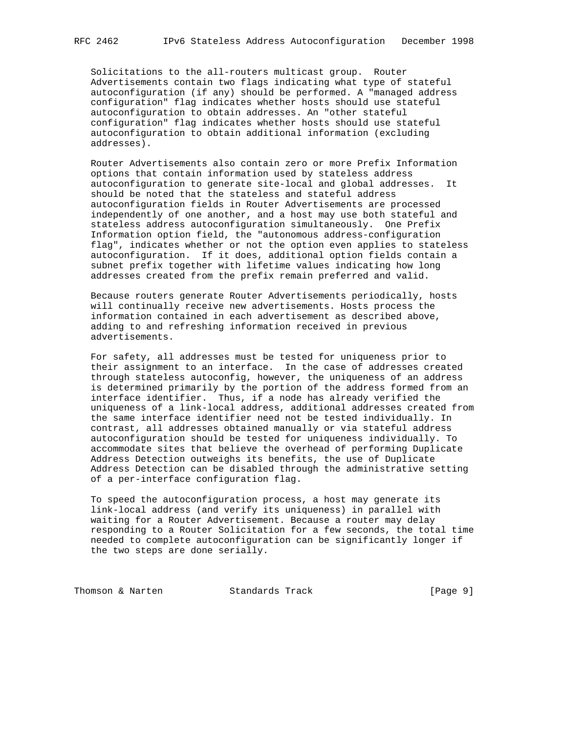Solicitations to the all-routers multicast group. Router Advertisements contain two flags indicating what type of stateful autoconfiguration (if any) should be performed. A "managed address configuration" flag indicates whether hosts should use stateful autoconfiguration to obtain addresses. An "other stateful configuration" flag indicates whether hosts should use stateful autoconfiguration to obtain additional information (excluding addresses).

Router Advertisements also contain zero or more Prefix Information options that contain information used by stateless address autoconfiguration to generate site-local and global addresses. It should be noted that the stateless and stateful address autoconfiguration fields in Router Advertisements are processed independently of one another, and a host may use both stateful and stateless address autoconfiguration simultaneously. One Prefix Information option field, the "autonomous address-configuration flag", indicates whether or not the option even applies to stateless autoconfiguration. If it does, additional option fields contain a subnet prefix together with lifetime values indicating how long addresses created from the prefix remain preferred and valid.

Because routers generate Router Advertisements periodically, hosts will continually receive new advertisements. Hosts process the information contained in each advertisement as described above, adding to and refreshing information received in previous advertisements.

For safety, all addresses must be tested for uniqueness prior to their assignment to an interface. In the case of addresses created through stateless autoconfig, however, the uniqueness of an address is determined primarily by the portion of the address formed from an interface identifier. Thus, if a node has already verified the uniqueness of a link-local address, additional addresses created from the same interface identifier need not be tested individually. In contrast, all addresses obtained manually or via stateful address autoconfiguration should be tested for uniqueness individually. To accommodate sites that believe the overhead of performing Duplicate Address Detection outweighs its benefits, the use of Duplicate Address Detection can be disabled through the administrative setting of a per-interface configuration flag.

To speed the autoconfiguration process, a host may generate its link-local address (and verify its uniqueness) in parallel with waiting for a Router Advertisement. Because a router may delay responding to a Router Solicitation for a few seconds, the total time needed to complete autoconfiguration can be significantly longer if the two steps are done serially.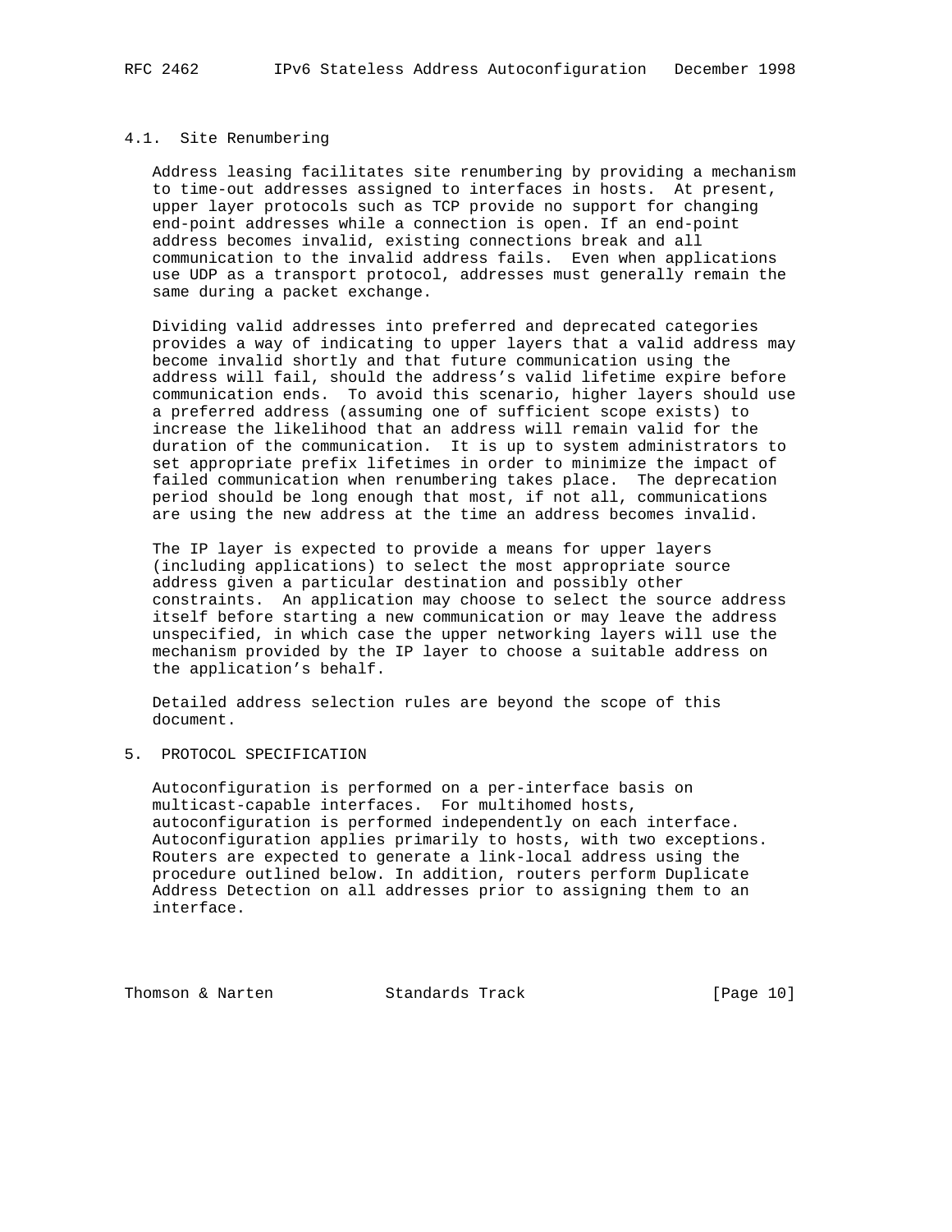### 4.1. Site Renumbering

Address leasing facilitates site renumbering by providing a mechanism to time-out addresses assigned to interfaces in hosts. At present, upper layer protocols such as TCP provide no support for changing end-point addresses while a connection is open. If an end-point address becomes invalid, existing connections break and all communication to the invalid address fails. Even when applications use UDP as a transport protocol, addresses must generally remain the same during a packet exchange.

Dividing valid addresses into preferred and deprecated categories provides a way of indicating to upper layers that a valid address may become invalid shortly and that future communication using the address will fail, should the address's valid lifetime expire before communication ends. To avoid this scenario, higher layers should use a preferred address (assuming one of sufficient scope exists) to increase the likelihood that an address will remain valid for the duration of the communication. It is up to system administrators to set appropriate prefix lifetimes in order to minimize the impact of failed communication when renumbering takes place. The deprecation period should be long enough that most, if not all, communications are using the new address at the time an address becomes invalid.

The IP layer is expected to provide a means for upper layers (including applications) to select the most appropriate source address given a particular destination and possibly other constraints. An application may choose to select the source address itself before starting a new communication or may leave the address unspecified, in which case the upper networking layers will use the mechanism provided by the IP layer to choose a suitable address on the application's behalf.

Detailed address selection rules are beyond the scope of this document.

## 5. PROTOCOL SPECIFICATION

Autoconfiguration is performed on a per-interface basis on multicast-capable interfaces. For multihomed hosts, autoconfiguration is performed independently on each interface. Autoconfiguration applies primarily to hosts, with two exceptions. Routers are expected to generate a link-local address using the procedure outlined below. In addition, routers perform Duplicate Address Detection on all addresses prior to assigning them to an interface.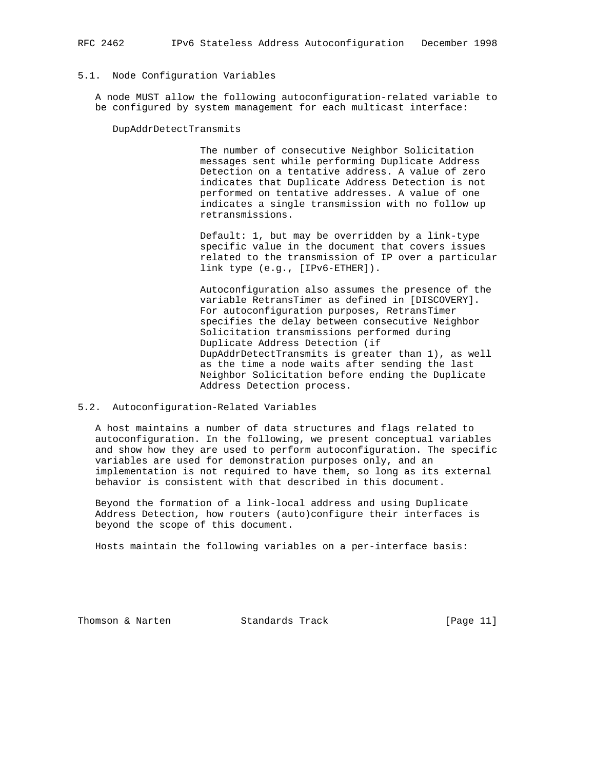## 5.1. Node Configuration Variables

A node MUST allow the following autoconfiguration-related variable to be configured by system management for each multicast interface:

DupAddrDetectTransmits

> The number of consecutive Neighbor Solicitation messages sent while performing Duplicate Address Detection on a tentative address. A value of zero indicates that Duplicate Address Detection is not performed on tentative addresses. A value of one indicates a single transmission with no follow up retransmissions.
>
> Default: 1, but may be overridden by a link-type specific value in the document that covers issues related to the transmission of IP over a particular link type (e.g., [IPv6-ETHER]).
>
> Autoconfiguration also assumes the presence of the variable RetransTimer as defined in [DISCOVERY]. For autoconfiguration purposes, RetransTimer specifies the delay between consecutive Neighbor Solicitation transmissions performed during Duplicate Address Detection (if DupAddrDetectTransmits is greater than 1), as well as the time a node waits after sending the last Neighbor Solicitation before ending the Duplicate Address Detection process.

## 5.2. Autoconfiguration-Related Variables

A host maintains a number of data structures and flags related to autoconfiguration. In the following, we present conceptual variables and show how they are used to perform autoconfiguration. The specific variables are used for demonstration purposes only, and an implementation is not required to have them, so long as its external behavior is consistent with that described in this document.

Beyond the formation of a link-local address and using Duplicate Address Detection, how routers (auto)configure their interfaces is beyond the scope of this document.

Hosts maintain the following variables on a per-interface basis: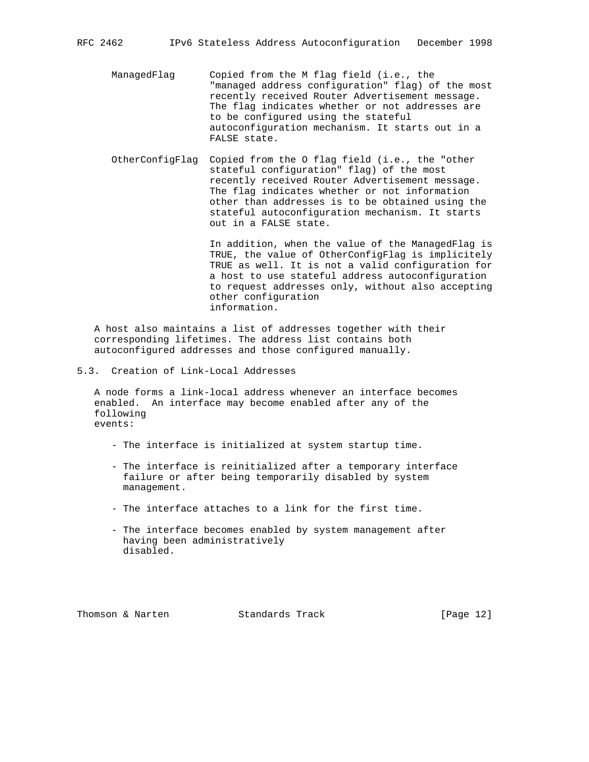ManagedFlag      Copied from the M flag field (i.e., the "managed address configuration" flag) of the most recently received Router Advertisement message. The flag indicates whether or not addresses are to be configured using the stateful autoconfiguration mechanism. It starts out in a FALSE state.

OtherConfigFlag  Copied from the O flag field (i.e., the "other stateful configuration" flag) of the most recently received Router Advertisement message. The flag indicates whether or not information other than addresses is to be obtained using the stateful autoconfiguration mechanism. It starts out in a FALSE state.

In addition, when the value of the ManagedFlag is TRUE, the value of OtherConfigFlag is implicitely TRUE as well. It is not a valid configuration for a host to use stateful address autoconfiguration to request addresses only, without also accepting other configuration information.

A host also maintains a list of addresses together with their corresponding lifetimes. The address list contains both autoconfigured addresses and those configured manually.

## 5.3. Creation of Link-Local Addresses

A node forms a link-local address whenever an interface becomes enabled. An interface may become enabled after any of the following events:

- The interface is initialized at system startup time.

- The interface is reinitialized after a temporary interface failure or after being temporarily disabled by system management.

- The interface attaches to a link for the first time.

- The interface becomes enabled by system management after having been administratively disabled.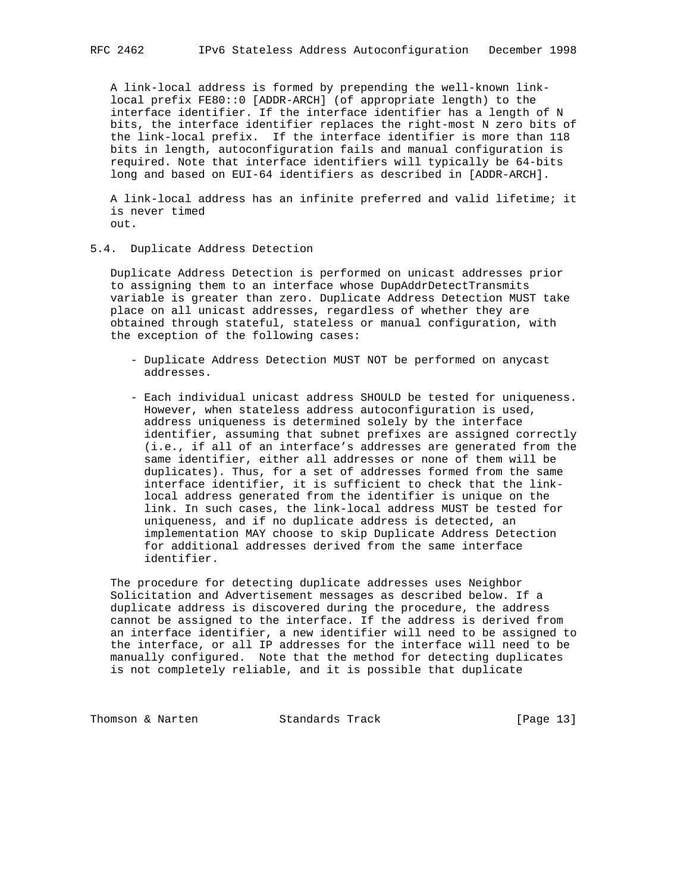A link-local address is formed by prepending the well-known link-local prefix FE80::0 [ADDR-ARCH] (of appropriate length) to the interface identifier. If the interface identifier has a length of N bits, the interface identifier replaces the right-most N zero bits of the link-local prefix. If the interface identifier is more than 118 bits in length, autoconfiguration fails and manual configuration is required. Note that interface identifiers will typically be 64-bits long and based on EUI-64 identifiers as described in [ADDR-ARCH].

A link-local address has an infinite preferred and valid lifetime; it is never timed out.

## 5.4. Duplicate Address Detection

Duplicate Address Detection is performed on unicast addresses prior to assigning them to an interface whose DupAddrDetectTransmits variable is greater than zero. Duplicate Address Detection MUST take place on all unicast addresses, regardless of whether they are obtained through stateful, stateless or manual configuration, with the exception of the following cases:

- Duplicate Address Detection MUST NOT be performed on anycast addresses.
- Each individual unicast address SHOULD be tested for uniqueness. However, when stateless address autoconfiguration is used, address uniqueness is determined solely by the interface identifier, assuming that subnet prefixes are assigned correctly (i.e., if all of an interface's addresses are generated from the same identifier, either all addresses or none of them will be duplicates). Thus, for a set of addresses formed from the same interface identifier, it is sufficient to check that the link-local address generated from the identifier is unique on the link. In such cases, the link-local address MUST be tested for uniqueness, and if no duplicate address is detected, an implementation MAY choose to skip Duplicate Address Detection for additional addresses derived from the same interface identifier.

The procedure for detecting duplicate addresses uses Neighbor Solicitation and Advertisement messages as described below. If a duplicate address is discovered during the procedure, the address cannot be assigned to the interface. If the address is derived from an interface identifier, a new identifier will need to be assigned to the interface, or all IP addresses for the interface will need to be manually configured. Note that the method for detecting duplicates is not completely reliable, and it is possible that duplicate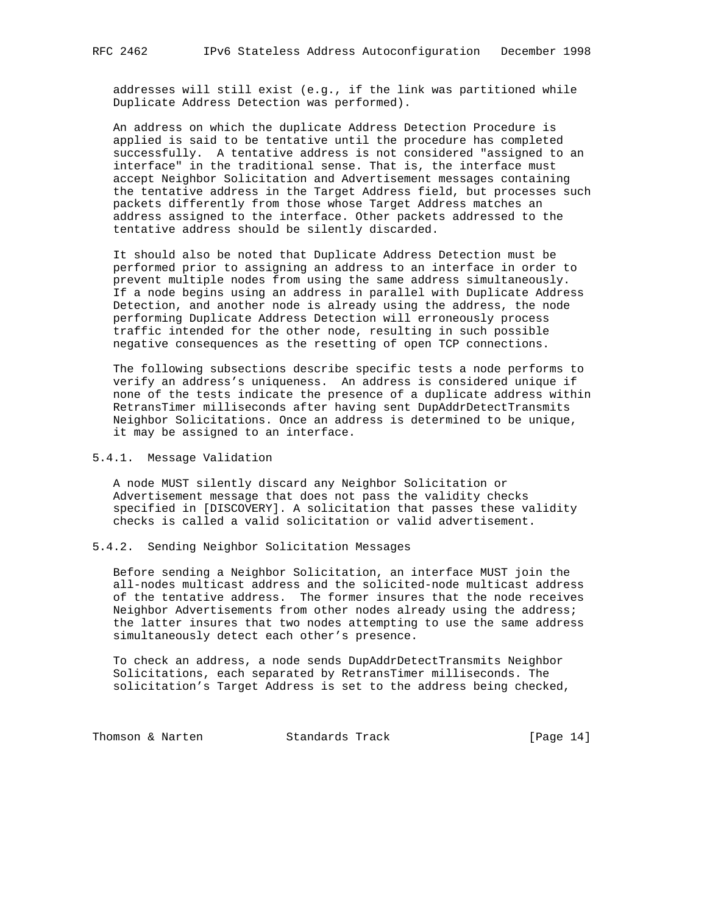addresses will still exist (e.g., if the link was partitioned while Duplicate Address Detection was performed).

An address on which the duplicate Address Detection Procedure is applied is said to be tentative until the procedure has completed successfully. A tentative address is not considered "assigned to an interface" in the traditional sense. That is, the interface must accept Neighbor Solicitation and Advertisement messages containing the tentative address in the Target Address field, but processes such packets differently from those whose Target Address matches an address assigned to the interface. Other packets addressed to the tentative address should be silently discarded.

It should also be noted that Duplicate Address Detection must be performed prior to assigning an address to an interface in order to prevent multiple nodes from using the same address simultaneously. If a node begins using an address in parallel with Duplicate Address Detection, and another node is already using the address, the node performing Duplicate Address Detection will erroneously process traffic intended for the other node, resulting in such possible negative consequences as the resetting of open TCP connections.

The following subsections describe specific tests a node performs to verify an address's uniqueness. An address is considered unique if none of the tests indicate the presence of a duplicate address within RetransTimer milliseconds after having sent DupAddrDetectTransmits Neighbor Solicitations. Once an address is determined to be unique, it may be assigned to an interface.

### 5.4.1. Message Validation

A node MUST silently discard any Neighbor Solicitation or Advertisement message that does not pass the validity checks specified in [DISCOVERY]. A solicitation that passes these validity checks is called a valid solicitation or valid advertisement.

### 5.4.2. Sending Neighbor Solicitation Messages

Before sending a Neighbor Solicitation, an interface MUST join the all-nodes multicast address and the solicited-node multicast address of the tentative address. The former insures that the node receives Neighbor Advertisements from other nodes already using the address; the latter insures that two nodes attempting to use the same address simultaneously detect each other's presence.

To check an address, a node sends DupAddrDetectTransmits Neighbor Solicitations, each separated by RetransTimer milliseconds. The solicitation's Target Address is set to the address being checked,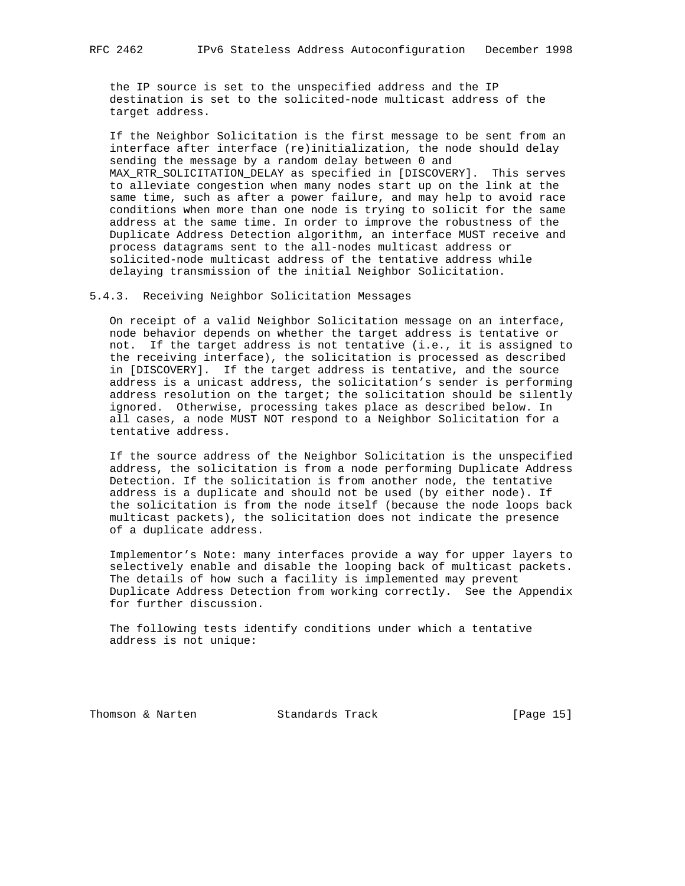the IP source is set to the unspecified address and the IP destination is set to the solicited-node multicast address of the target address.

If the Neighbor Solicitation is the first message to be sent from an interface after interface (re)initialization, the node should delay sending the message by a random delay between 0 and MAX_RTR_SOLICITATION_DELAY as specified in [DISCOVERY]. This serves to alleviate congestion when many nodes start up on the link at the same time, such as after a power failure, and may help to avoid race conditions when more than one node is trying to solicit for the same address at the same time. In order to improve the robustness of the Duplicate Address Detection algorithm, an interface MUST receive and process datagrams sent to the all-nodes multicast address or solicited-node multicast address of the tentative address while delaying transmission of the initial Neighbor Solicitation.

### 5.4.3. Receiving Neighbor Solicitation Messages

On receipt of a valid Neighbor Solicitation message on an interface, node behavior depends on whether the target address is tentative or not. If the target address is not tentative (i.e., it is assigned to the receiving interface), the solicitation is processed as described in [DISCOVERY]. If the target address is tentative, and the source address is a unicast address, the solicitation's sender is performing address resolution on the target; the solicitation should be silently ignored. Otherwise, processing takes place as described below. In all cases, a node MUST NOT respond to a Neighbor Solicitation for a tentative address.

If the source address of the Neighbor Solicitation is the unspecified address, the solicitation is from a node performing Duplicate Address Detection. If the solicitation is from another node, the tentative address is a duplicate and should not be used (by either node). If the solicitation is from the node itself (because the node loops back multicast packets), the solicitation does not indicate the presence of a duplicate address.

Implementor's Note: many interfaces provide a way for upper layers to selectively enable and disable the looping back of multicast packets. The details of how such a facility is implemented may prevent Duplicate Address Detection from working correctly. See the Appendix for further discussion.

The following tests identify conditions under which a tentative address is not unique: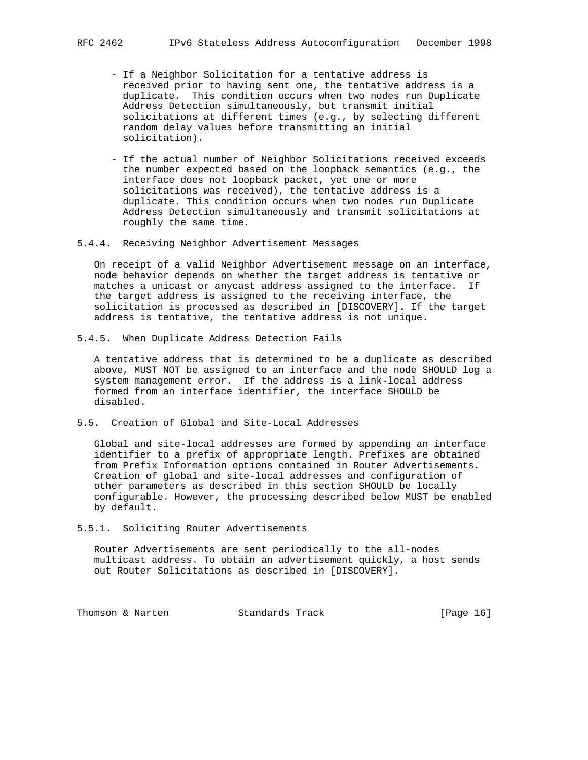- If a Neighbor Solicitation for a tentative address is received prior to having sent one, the tentative address is a duplicate. This condition occurs when two nodes run Duplicate Address Detection simultaneously, but transmit initial solicitations at different times (e.g., by selecting different random delay values before transmitting an initial solicitation).

- If the actual number of Neighbor Solicitations received exceeds the number expected based on the loopback semantics (e.g., the interface does not loopback packet, yet one or more solicitations was received), the tentative address is a duplicate. This condition occurs when two nodes run Duplicate Address Detection simultaneously and transmit solicitations at roughly the same time.

### 5.4.4. Receiving Neighbor Advertisement Messages

On receipt of a valid Neighbor Advertisement message on an interface, node behavior depends on whether the target address is tentative or matches a unicast or anycast address assigned to the interface. If the target address is assigned to the receiving interface, the solicitation is processed as described in [DISCOVERY]. If the target address is tentative, the tentative address is not unique.

### 5.4.5. When Duplicate Address Detection Fails

A tentative address that is determined to be a duplicate as described above, MUST NOT be assigned to an interface and the node SHOULD log a system management error. If the address is a link-local address formed from an interface identifier, the interface SHOULD be disabled.

## 5.5. Creation of Global and Site-Local Addresses

Global and site-local addresses are formed by appending an interface identifier to a prefix of appropriate length. Prefixes are obtained from Prefix Information options contained in Router Advertisements. Creation of global and site-local addresses and configuration of other parameters as described in this section SHOULD be locally configurable. However, the processing described below MUST be enabled by default.

### 5.5.1. Soliciting Router Advertisements

Router Advertisements are sent periodically to the all-nodes multicast address. To obtain an advertisement quickly, a host sends out Router Solicitations as described in [DISCOVERY].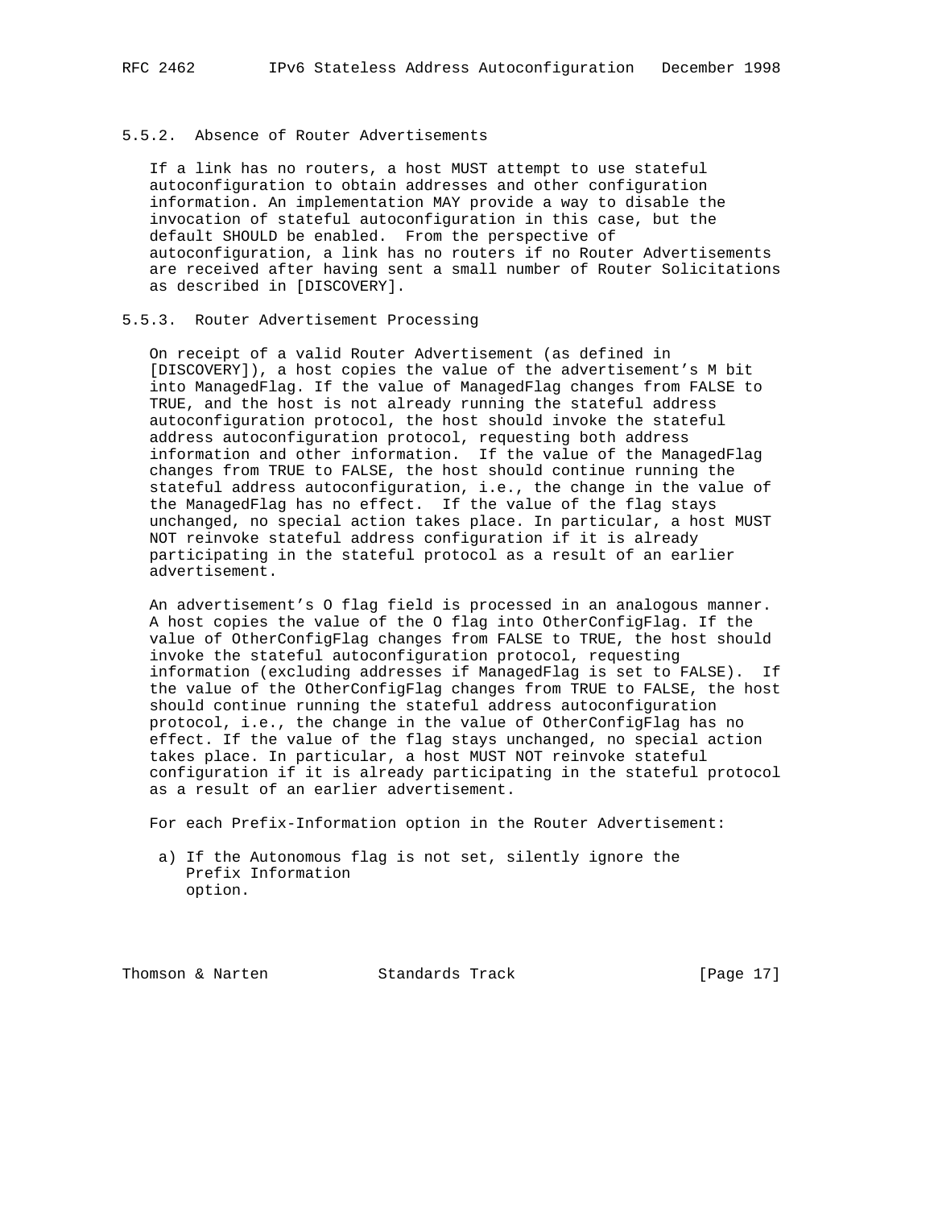### 5.5.2. Absence of Router Advertisements

If a link has no routers, a host MUST attempt to use stateful autoconfiguration to obtain addresses and other configuration information. An implementation MAY provide a way to disable the invocation of stateful autoconfiguration in this case, but the default SHOULD be enabled. From the perspective of autoconfiguration, a link has no routers if no Router Advertisements are received after having sent a small number of Router Solicitations as described in [DISCOVERY].

### 5.5.3. Router Advertisement Processing

On receipt of a valid Router Advertisement (as defined in [DISCOVERY]), a host copies the value of the advertisement's M bit into ManagedFlag. If the value of ManagedFlag changes from FALSE to TRUE, and the host is not already running the stateful address autoconfiguration protocol, the host should invoke the stateful address autoconfiguration protocol, requesting both address information and other information. If the value of the ManagedFlag changes from TRUE to FALSE, the host should continue running the stateful address autoconfiguration, i.e., the change in the value of the ManagedFlag has no effect. If the value of the flag stays unchanged, no special action takes place. In particular, a host MUST NOT reinvoke stateful address configuration if it is already participating in the stateful protocol as a result of an earlier advertisement.

An advertisement's O flag field is processed in an analogous manner. A host copies the value of the O flag into OtherConfigFlag. If the value of OtherConfigFlag changes from FALSE to TRUE, the host should invoke the stateful autoconfiguration protocol, requesting information (excluding addresses if ManagedFlag is set to FALSE). If the value of the OtherConfigFlag changes from TRUE to FALSE, the host should continue running the stateful address autoconfiguration protocol, i.e., the change in the value of OtherConfigFlag has no effect. If the value of the flag stays unchanged, no special action takes place. In particular, a host MUST NOT reinvoke stateful configuration if it is already participating in the stateful protocol as a result of an earlier advertisement.

For each Prefix-Information option in the Router Advertisement:

a) If the Autonomous flag is not set, silently ignore the Prefix Information option.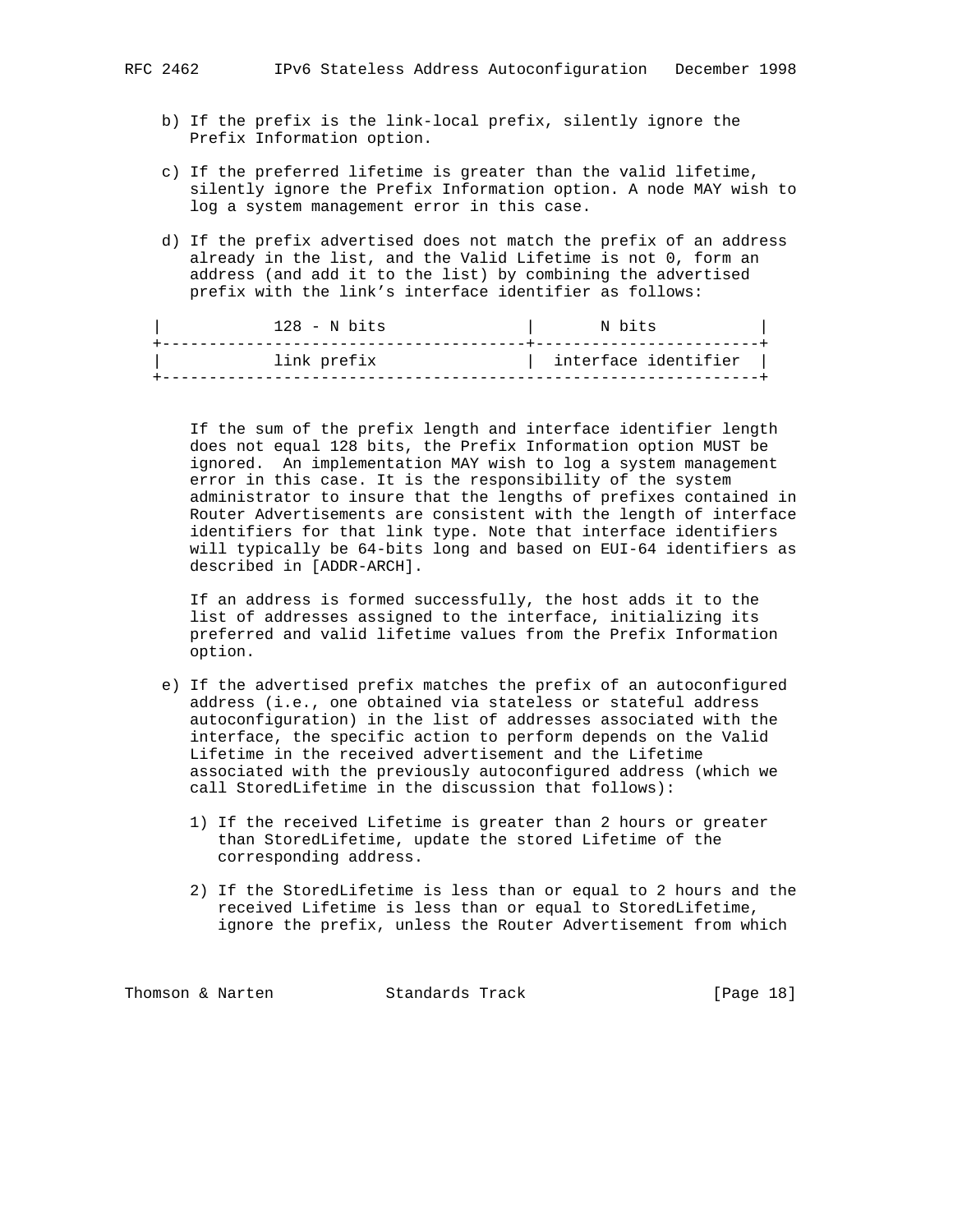b) If the prefix is the link-local prefix, silently ignore the Prefix Information option.

c) If the preferred lifetime is greater than the valid lifetime, silently ignore the Prefix Information option. A node MAY wish to log a system management error in this case.

d) If the prefix advertised does not match the prefix of an address already in the list, and the Valid Lifetime is not 0, form an address (and add it to the list) by combining the advertised prefix with the link's interface identifier as follows:

```
|            128 - N bits               |       N bits           |
+---------------------------------------+------------------------+
|            link prefix                |  interface identifier  |
+----------------------------------------------------------------+
```

If the sum of the prefix length and interface identifier length does not equal 128 bits, the Prefix Information option MUST be ignored. An implementation MAY wish to log a system management error in this case. It is the responsibility of the system administrator to insure that the lengths of prefixes contained in Router Advertisements are consistent with the length of interface identifiers for that link type. Note that interface identifiers will typically be 64-bits long and based on EUI-64 identifiers as described in [ADDR-ARCH].

If an address is formed successfully, the host adds it to the list of addresses assigned to the interface, initializing its preferred and valid lifetime values from the Prefix Information option.

e) If the advertised prefix matches the prefix of an autoconfigured address (i.e., one obtained via stateless or stateful address autoconfiguration) in the list of addresses associated with the interface, the specific action to perform depends on the Valid Lifetime in the received advertisement and the Lifetime associated with the previously autoconfigured address (which we call StoredLifetime in the discussion that follows):

   1) If the received Lifetime is greater than 2 hours or greater than StoredLifetime, update the stored Lifetime of the corresponding address.

   2) If the StoredLifetime is less than or equal to 2 hours and the received Lifetime is less than or equal to StoredLifetime, ignore the prefix, unless the Router Advertisement from which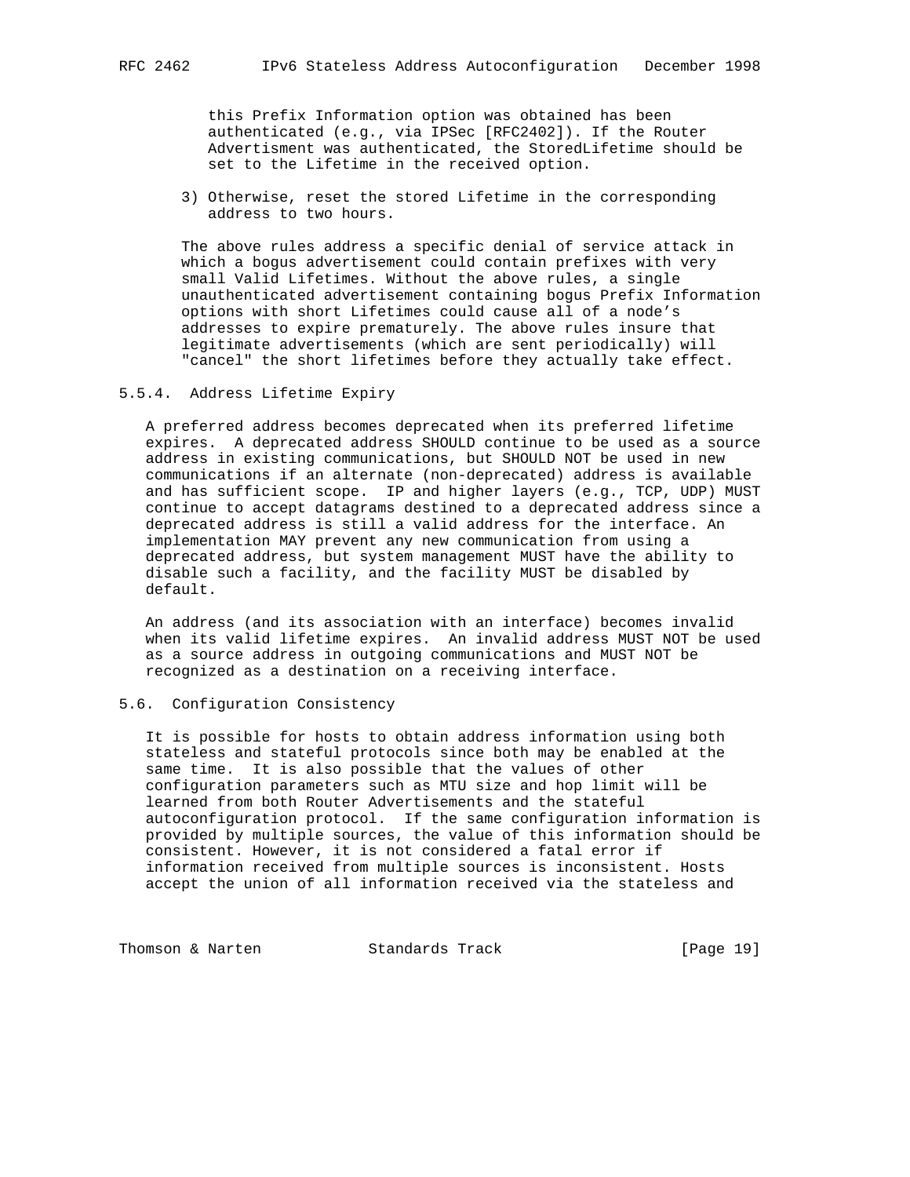this Prefix Information option was obtained has been authenticated (e.g., via IPSec [RFC2402]). If the Router Advertisment was authenticated, the StoredLifetime should be set to the Lifetime in the received option.

3) Otherwise, reset the stored Lifetime in the corresponding address to two hours.

The above rules address a specific denial of service attack in which a bogus advertisement could contain prefixes with very small Valid Lifetimes. Without the above rules, a single unauthenticated advertisement containing bogus Prefix Information options with short Lifetimes could cause all of a node's addresses to expire prematurely. The above rules insure that legitimate advertisements (which are sent periodically) will "cancel" the short lifetimes before they actually take effect.

### 5.5.4. Address Lifetime Expiry

A preferred address becomes deprecated when its preferred lifetime expires. A deprecated address SHOULD continue to be used as a source address in existing communications, but SHOULD NOT be used in new communications if an alternate (non-deprecated) address is available and has sufficient scope. IP and higher layers (e.g., TCP, UDP) MUST continue to accept datagrams destined to a deprecated address since a deprecated address is still a valid address for the interface. An implementation MAY prevent any new communication from using a deprecated address, but system management MUST have the ability to disable such a facility, and the facility MUST be disabled by default.

An address (and its association with an interface) becomes invalid when its valid lifetime expires. An invalid address MUST NOT be used as a source address in outgoing communications and MUST NOT be recognized as a destination on a receiving interface.

## 5.6. Configuration Consistency

It is possible for hosts to obtain address information using both stateless and stateful protocols since both may be enabled at the same time. It is also possible that the values of other configuration parameters such as MTU size and hop limit will be learned from both Router Advertisements and the stateful autoconfiguration protocol. If the same configuration information is provided by multiple sources, the value of this information should be consistent. However, it is not considered a fatal error if information received from multiple sources is inconsistent. Hosts accept the union of all information received via the stateless and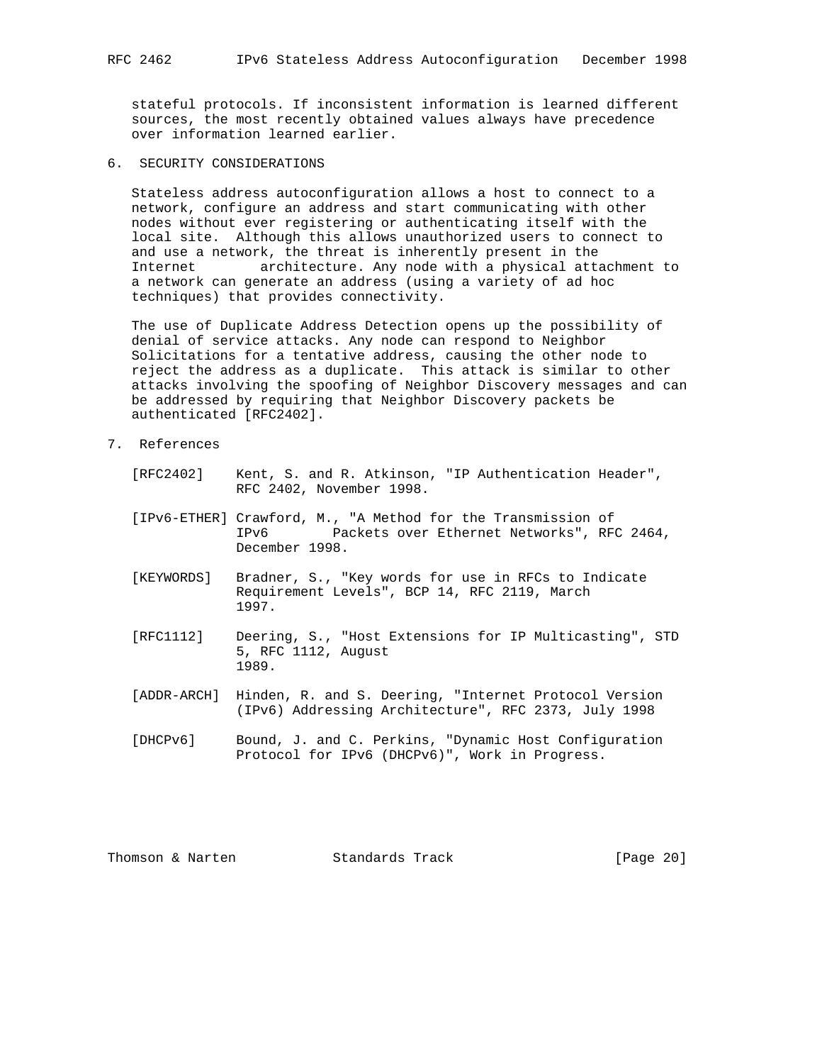stateful protocols. If inconsistent information is learned different sources, the most recently obtained values always have precedence over information learned earlier.

## 6. SECURITY CONSIDERATIONS

Stateless address autoconfiguration allows a host to connect to a network, configure an address and start communicating with other nodes without ever registering or authenticating itself with the local site. Although this allows unauthorized users to connect to and use a network, the threat is inherently present in the Internet architecture. Any node with a physical attachment to a network can generate an address (using a variety of ad hoc techniques) that provides connectivity.

The use of Duplicate Address Detection opens up the possibility of denial of service attacks. Any node can respond to Neighbor Solicitations for a tentative address, causing the other node to reject the address as a duplicate. This attack is similar to other attacks involving the spoofing of Neighbor Discovery messages and can be addressed by requiring that Neighbor Discovery packets be authenticated [RFC2402].

## 7. References

[RFC2402] Kent, S. and R. Atkinson, "IP Authentication Header", RFC 2402, November 1998.

[IPv6-ETHER] Crawford, M., "A Method for the Transmission of IPv6 Packets over Ethernet Networks", RFC 2464, December 1998.

[KEYWORDS] Bradner, S., "Key words for use in RFCs to Indicate Requirement Levels", BCP 14, RFC 2119, March 1997.

[RFC1112] Deering, S., "Host Extensions for IP Multicasting", STD 5, RFC 1112, August 1989.

[ADDR-ARCH] Hinden, R. and S. Deering, "Internet Protocol Version (IPv6) Addressing Architecture", RFC 2373, July 1998

[DHCPv6] Bound, J. and C. Perkins, "Dynamic Host Configuration Protocol for IPv6 (DHCPv6)", Work in Progress.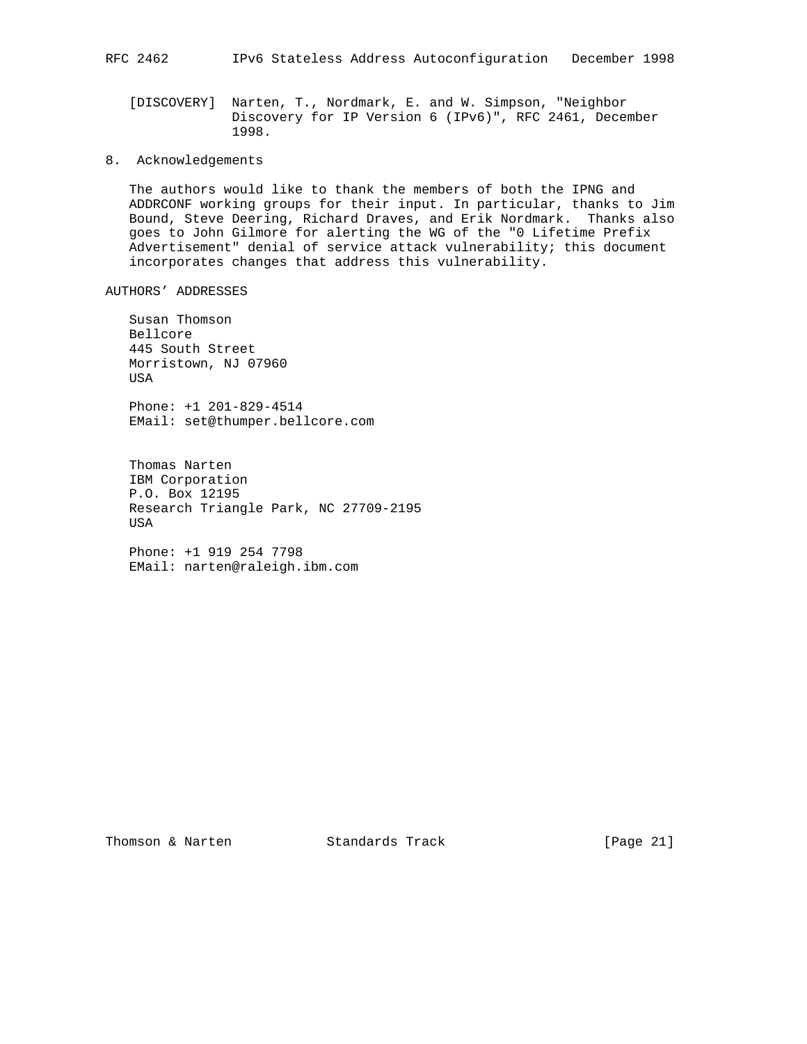[DISCOVERY] Narten, T., Nordmark, E. and W. Simpson, "Neighbor Discovery for IP Version 6 (IPv6)", RFC 2461, December 1998.

## 8. Acknowledgements

The authors would like to thank the members of both the IPNG and ADDRCONF working groups for their input. In particular, thanks to Jim Bound, Steve Deering, Richard Draves, and Erik Nordmark. Thanks also goes to John Gilmore for alerting the WG of the "0 Lifetime Prefix Advertisement" denial of service attack vulnerability; this document incorporates changes that address this vulnerability.

## AUTHORS' ADDRESSES

Susan Thomson
Bellcore
445 South Street
Morristown, NJ 07960
USA

Phone: +1 201-829-4514
EMail: set@thumper.bellcore.com

Thomas Narten
IBM Corporation
P.O. Box 12195
Research Triangle Park, NC 27709-2195
USA

Phone: +1 919 254 7798
EMail: narten@raleigh.ibm.com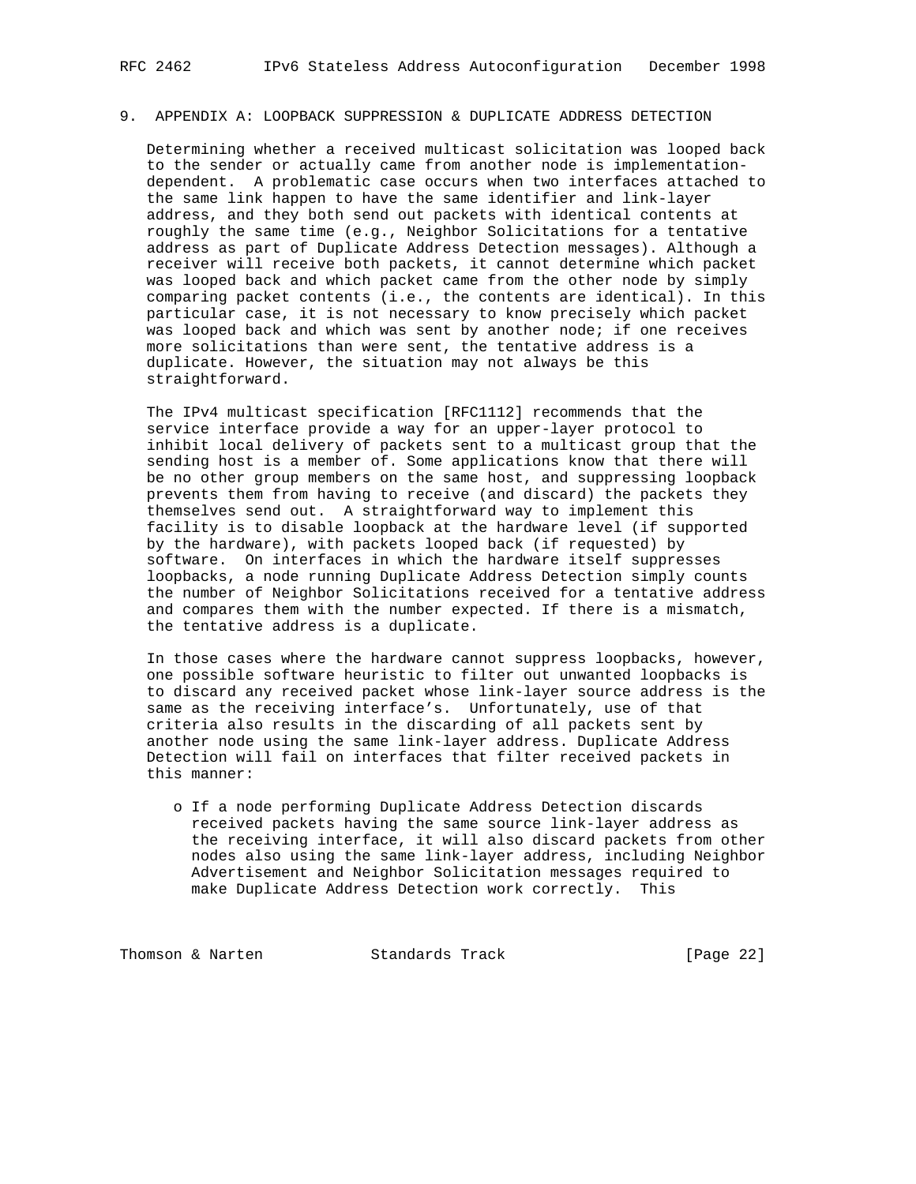## 9. APPENDIX A: LOOPBACK SUPPRESSION & DUPLICATE ADDRESS DETECTION

Determining whether a received multicast solicitation was looped back to the sender or actually came from another node is implementation-dependent. A problematic case occurs when two interfaces attached to the same link happen to have the same identifier and link-layer address, and they both send out packets with identical contents at roughly the same time (e.g., Neighbor Solicitations for a tentative address as part of Duplicate Address Detection messages). Although a receiver will receive both packets, it cannot determine which packet was looped back and which packet came from the other node by simply comparing packet contents (i.e., the contents are identical). In this particular case, it is not necessary to know precisely which packet was looped back and which was sent by another node; if one receives more solicitations than were sent, the tentative address is a duplicate. However, the situation may not always be this straightforward.

The IPv4 multicast specification [RFC1112] recommends that the service interface provide a way for an upper-layer protocol to inhibit local delivery of packets sent to a multicast group that the sending host is a member of. Some applications know that there will be no other group members on the same host, and suppressing loopback prevents them from having to receive (and discard) the packets they themselves send out. A straightforward way to implement this facility is to disable loopback at the hardware level (if supported by the hardware), with packets looped back (if requested) by software. On interfaces in which the hardware itself suppresses loopbacks, a node running Duplicate Address Detection simply counts the number of Neighbor Solicitations received for a tentative address and compares them with the number expected. If there is a mismatch, the tentative address is a duplicate.

In those cases where the hardware cannot suppress loopbacks, however, one possible software heuristic to filter out unwanted loopbacks is to discard any received packet whose link-layer source address is the same as the receiving interface's. Unfortunately, use of that criteria also results in the discarding of all packets sent by another node using the same link-layer address. Duplicate Address Detection will fail on interfaces that filter received packets in this manner:

- If a node performing Duplicate Address Detection discards received packets having the same source link-layer address as the receiving interface, it will also discard packets from other nodes also using the same link-layer address, including Neighbor Advertisement and Neighbor Solicitation messages required to make Duplicate Address Detection work correctly. This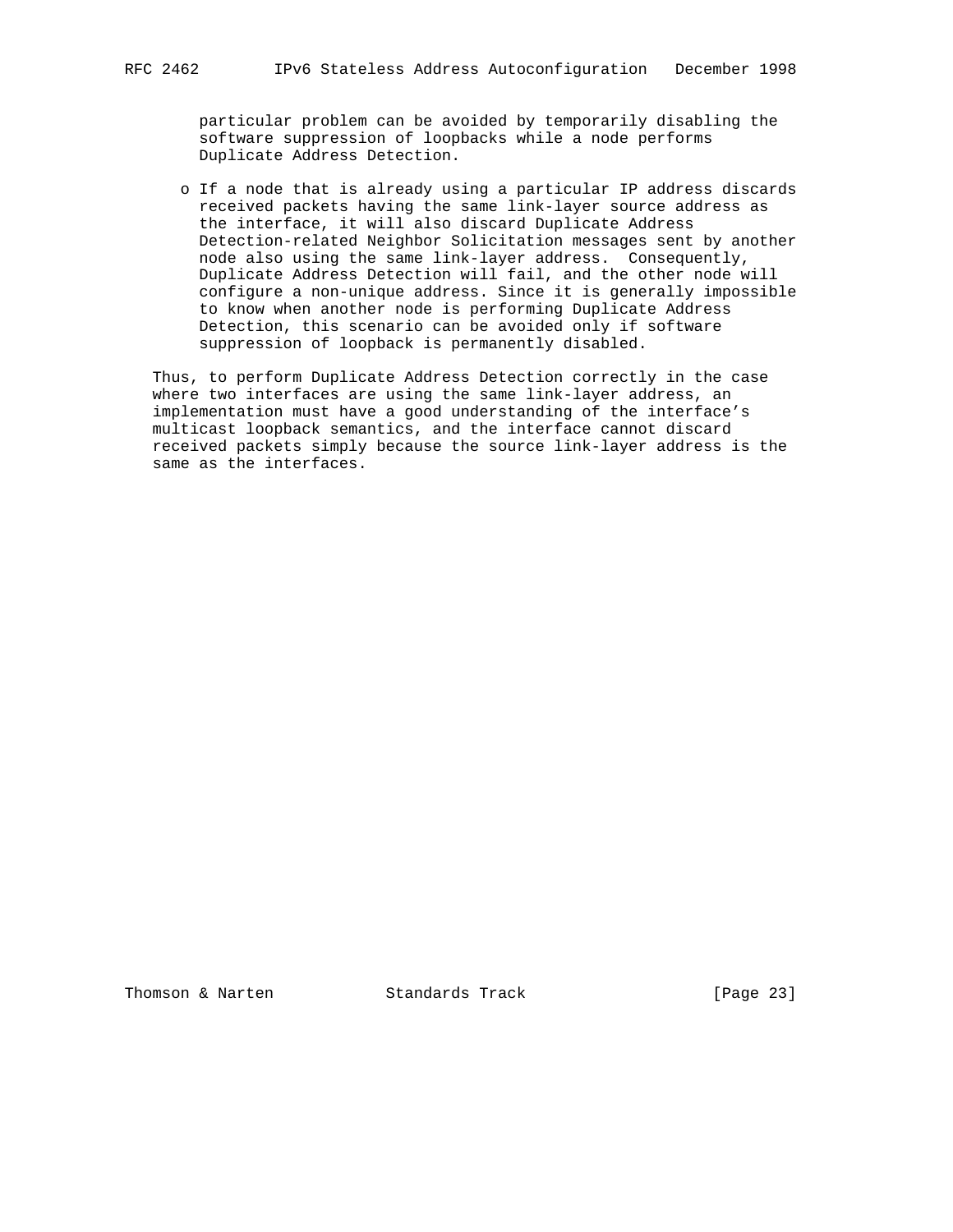particular problem can be avoided by temporarily disabling the software suppression of loopbacks while a node performs Duplicate Address Detection.

- If a node that is already using a particular IP address discards received packets having the same link-layer source address as the interface, it will also discard Duplicate Address Detection-related Neighbor Solicitation messages sent by another node also using the same link-layer address. Consequently, Duplicate Address Detection will fail, and the other node will configure a non-unique address. Since it is generally impossible to know when another node is performing Duplicate Address Detection, this scenario can be avoided only if software suppression of loopback is permanently disabled.

Thus, to perform Duplicate Address Detection correctly in the case where two interfaces are using the same link-layer address, an implementation must have a good understanding of the interface's multicast loopback semantics, and the interface cannot discard received packets simply because the source link-layer address is the same as the interfaces.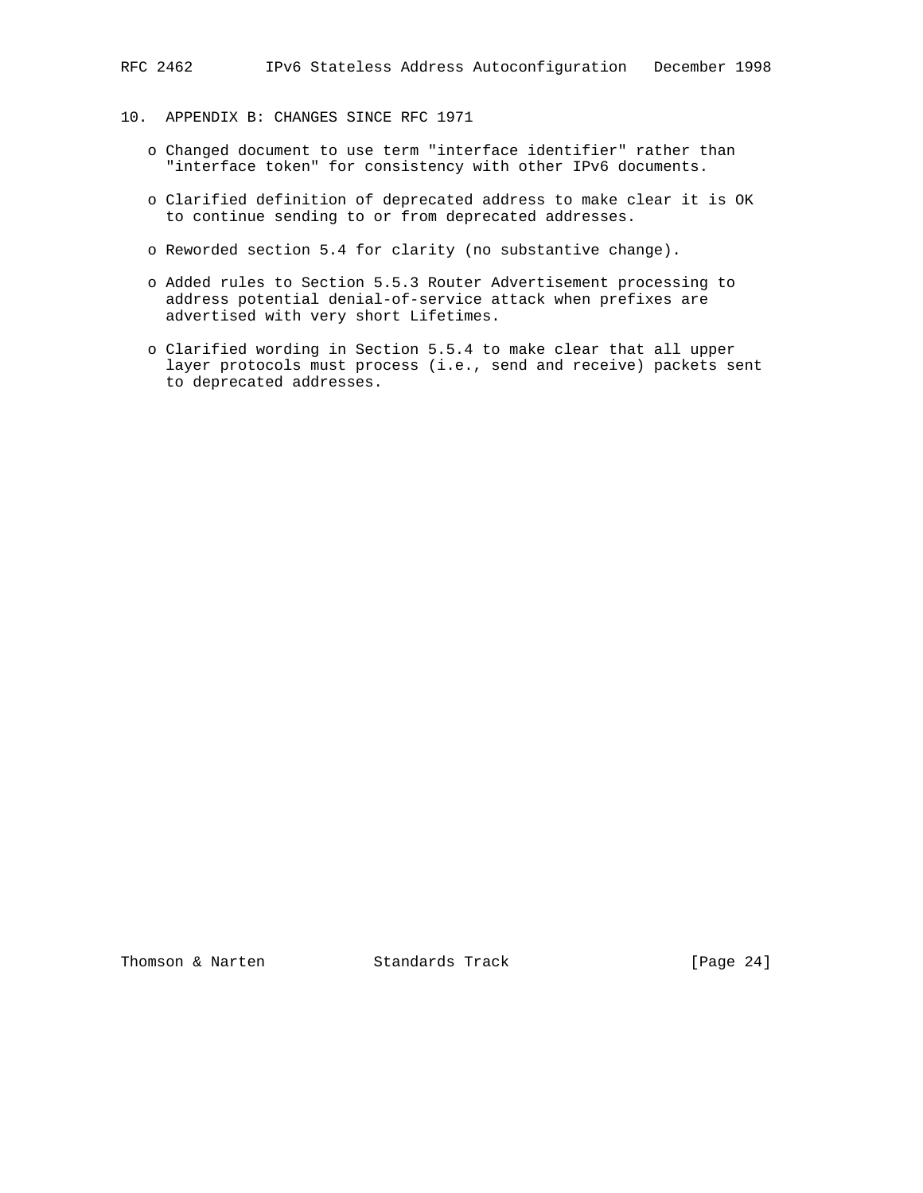## 10. APPENDIX B: CHANGES SINCE RFC 1971

- Changed document to use term "interface identifier" rather than "interface token" for consistency with other IPv6 documents.

- Clarified definition of deprecated address to make clear it is OK to continue sending to or from deprecated addresses.

- Reworded section 5.4 for clarity (no substantive change).

- Added rules to Section 5.5.3 Router Advertisement processing to address potential denial-of-service attack when prefixes are advertised with very short Lifetimes.

- Clarified wording in Section 5.5.4 to make clear that all upper layer protocols must process (i.e., send and receive) packets sent to deprecated addresses.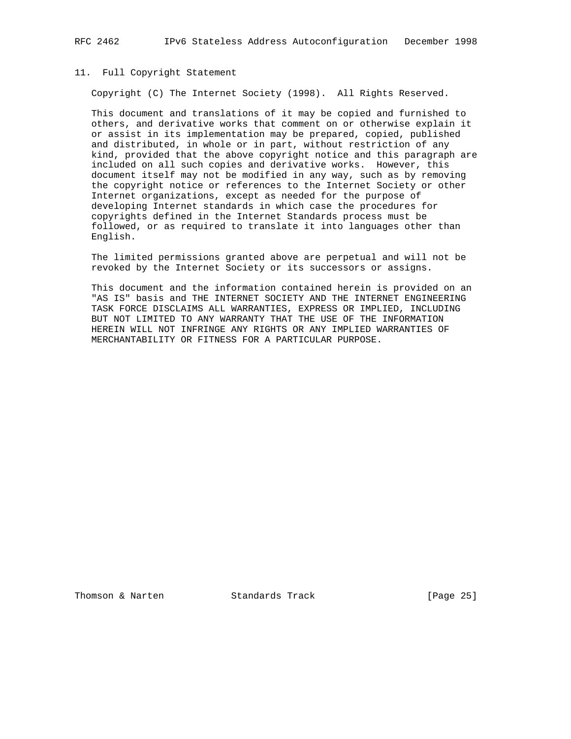## 11. Full Copyright Statement

Copyright (C) The Internet Society (1998). All Rights Reserved.

This document and translations of it may be copied and furnished to others, and derivative works that comment on or otherwise explain it or assist in its implementation may be prepared, copied, published and distributed, in whole or in part, without restriction of any kind, provided that the above copyright notice and this paragraph are included on all such copies and derivative works. However, this document itself may not be modified in any way, such as by removing the copyright notice or references to the Internet Society or other Internet organizations, except as needed for the purpose of developing Internet standards in which case the procedures for copyrights defined in the Internet Standards process must be followed, or as required to translate it into languages other than English.

The limited permissions granted above are perpetual and will not be revoked by the Internet Society or its successors or assigns.

This document and the information contained herein is provided on an "AS IS" basis and THE INTERNET SOCIETY AND THE INTERNET ENGINEERING TASK FORCE DISCLAIMS ALL WARRANTIES, EXPRESS OR IMPLIED, INCLUDING BUT NOT LIMITED TO ANY WARRANTY THAT THE USE OF THE INFORMATION HEREIN WILL NOT INFRINGE ANY RIGHTS OR ANY IMPLIED WARRANTIES OF MERCHANTABILITY OR FITNESS FOR A PARTICULAR PURPOSE.